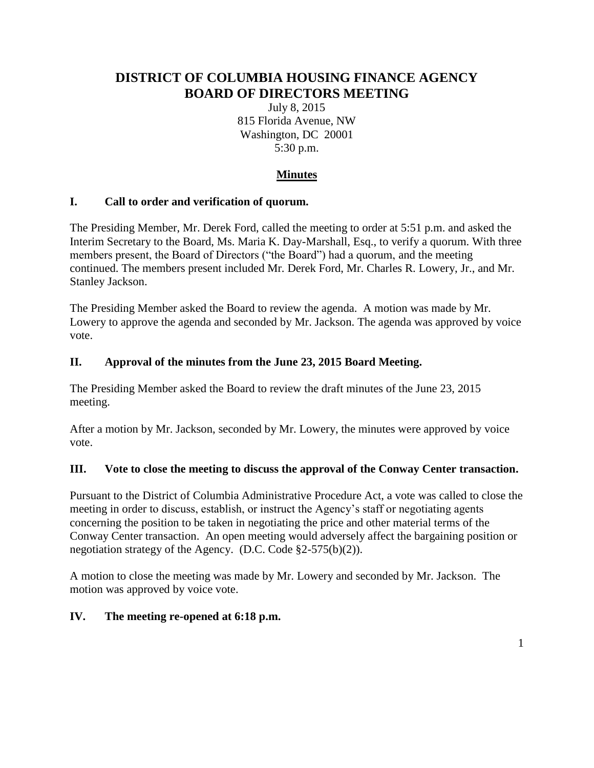# DISTRICT OF COLUMBIA HOUSING FINANCE AGENCY
# BOARD OF DIRECTORS MEETING

July 8, 2015
815 Florida Avenue, NW
Washington, DC 20001
5:30 p.m.

## Minutes

### I. Call to order and verification of quorum.

The Presiding Member, Mr. Derek Ford, called the meeting to order at 5:51 p.m. and asked the Interim Secretary to the Board, Ms. Maria K. Day-Marshall, Esq., to verify a quorum. With three members present, the Board of Directors ("the Board") had a quorum, and the meeting continued. The members present included Mr. Derek Ford, Mr. Charles R. Lowery, Jr., and Mr. Stanley Jackson.

The Presiding Member asked the Board to review the agenda. A motion was made by Mr. Lowery to approve the agenda and seconded by Mr. Jackson. The agenda was approved by voice vote.

### II. Approval of the minutes from the June 23, 2015 Board Meeting.

The Presiding Member asked the Board to review the draft minutes of the June 23, 2015 meeting.

After a motion by Mr. Jackson, seconded by Mr. Lowery, the minutes were approved by voice vote.

### III. Vote to close the meeting to discuss the approval of the Conway Center transaction.

Pursuant to the District of Columbia Administrative Procedure Act, a vote was called to close the meeting in order to discuss, establish, or instruct the Agency's staff or negotiating agents concerning the position to be taken in negotiating the price and other material terms of the Conway Center transaction. An open meeting would adversely affect the bargaining position or negotiation strategy of the Agency. (D.C. Code §2-575(b)(2)).

A motion to close the meeting was made by Mr. Lowery and seconded by Mr. Jackson. The motion was approved by voice vote.

### IV. The meeting re-opened at 6:18 p.m.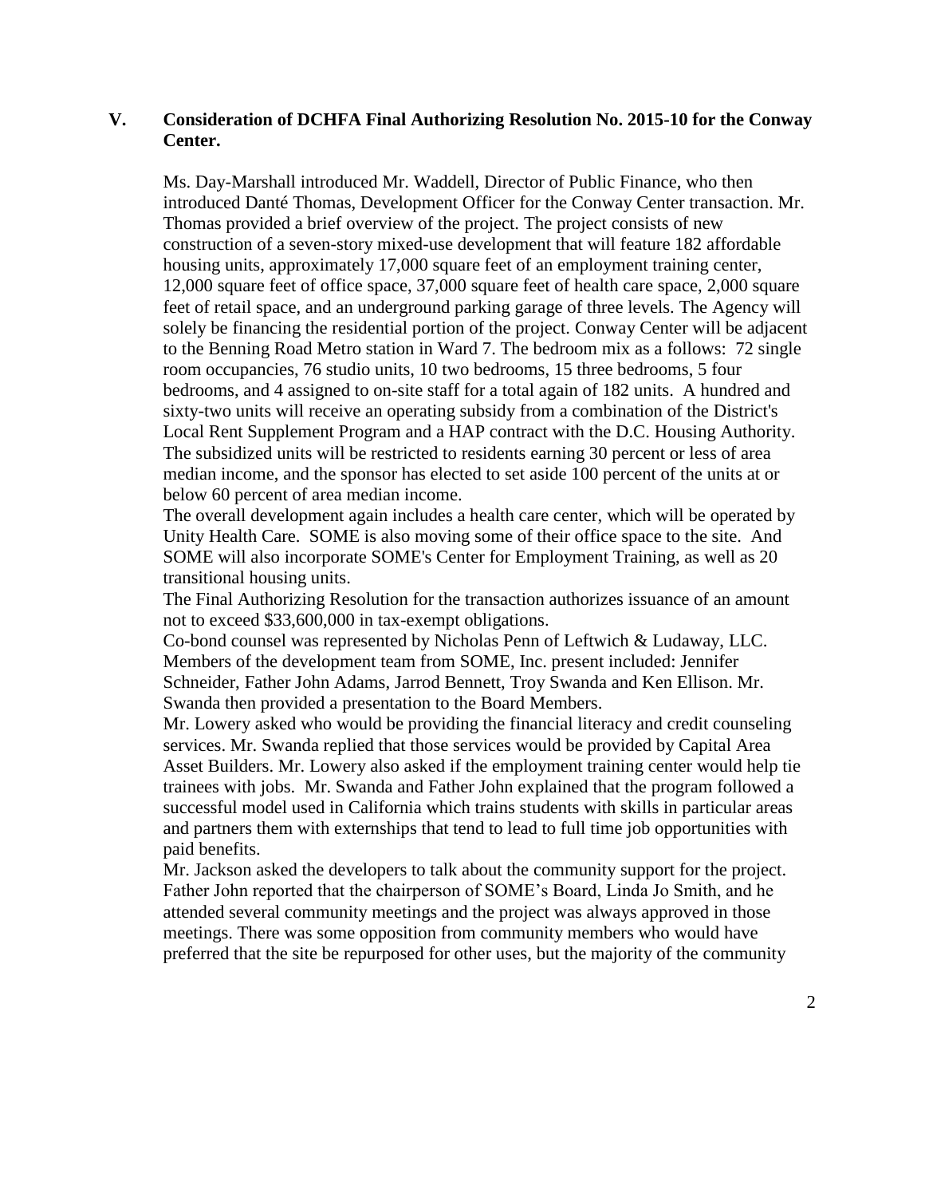## V. Consideration of DCHFA Final Authorizing Resolution No. 2015-10 for the Conway Center.

Ms. Day-Marshall introduced Mr. Waddell, Director of Public Finance, who then introduced Danté Thomas, Development Officer for the Conway Center transaction. Mr. Thomas provided a brief overview of the project. The project consists of new construction of a seven-story mixed-use development that will feature 182 affordable housing units, approximately 17,000 square feet of an employment training center, 12,000 square feet of office space, 37,000 square feet of health care space, 2,000 square feet of retail space, and an underground parking garage of three levels. The Agency will solely be financing the residential portion of the project. Conway Center will be adjacent to the Benning Road Metro station in Ward 7. The bedroom mix as a follows: 72 single room occupancies, 76 studio units, 10 two bedrooms, 15 three bedrooms, 5 four bedrooms, and 4 assigned to on-site staff for a total again of 182 units. A hundred and sixty-two units will receive an operating subsidy from a combination of the District's Local Rent Supplement Program and a HAP contract with the D.C. Housing Authority. The subsidized units will be restricted to residents earning 30 percent or less of area median income, and the sponsor has elected to set aside 100 percent of the units at or below 60 percent of area median income.

The overall development again includes a health care center, which will be operated by Unity Health Care. SOME is also moving some of their office space to the site. And SOME will also incorporate SOME's Center for Employment Training, as well as 20 transitional housing units.

The Final Authorizing Resolution for the transaction authorizes issuance of an amount not to exceed $33,600,000 in tax-exempt obligations.

Co-bond counsel was represented by Nicholas Penn of Leftwich & Ludaway, LLC. Members of the development team from SOME, Inc. present included: Jennifer Schneider, Father John Adams, Jarrod Bennett, Troy Swanda and Ken Ellison. Mr. Swanda then provided a presentation to the Board Members.

Mr. Lowery asked who would be providing the financial literacy and credit counseling services. Mr. Swanda replied that those services would be provided by Capital Area Asset Builders. Mr. Lowery also asked if the employment training center would help tie trainees with jobs. Mr. Swanda and Father John explained that the program followed a successful model used in California which trains students with skills in particular areas and partners them with externships that tend to lead to full time job opportunities with paid benefits.

Mr. Jackson asked the developers to talk about the community support for the project. Father John reported that the chairperson of SOME's Board, Linda Jo Smith, and he attended several community meetings and the project was always approved in those meetings. There was some opposition from community members who would have preferred that the site be repurposed for other uses, but the majority of the community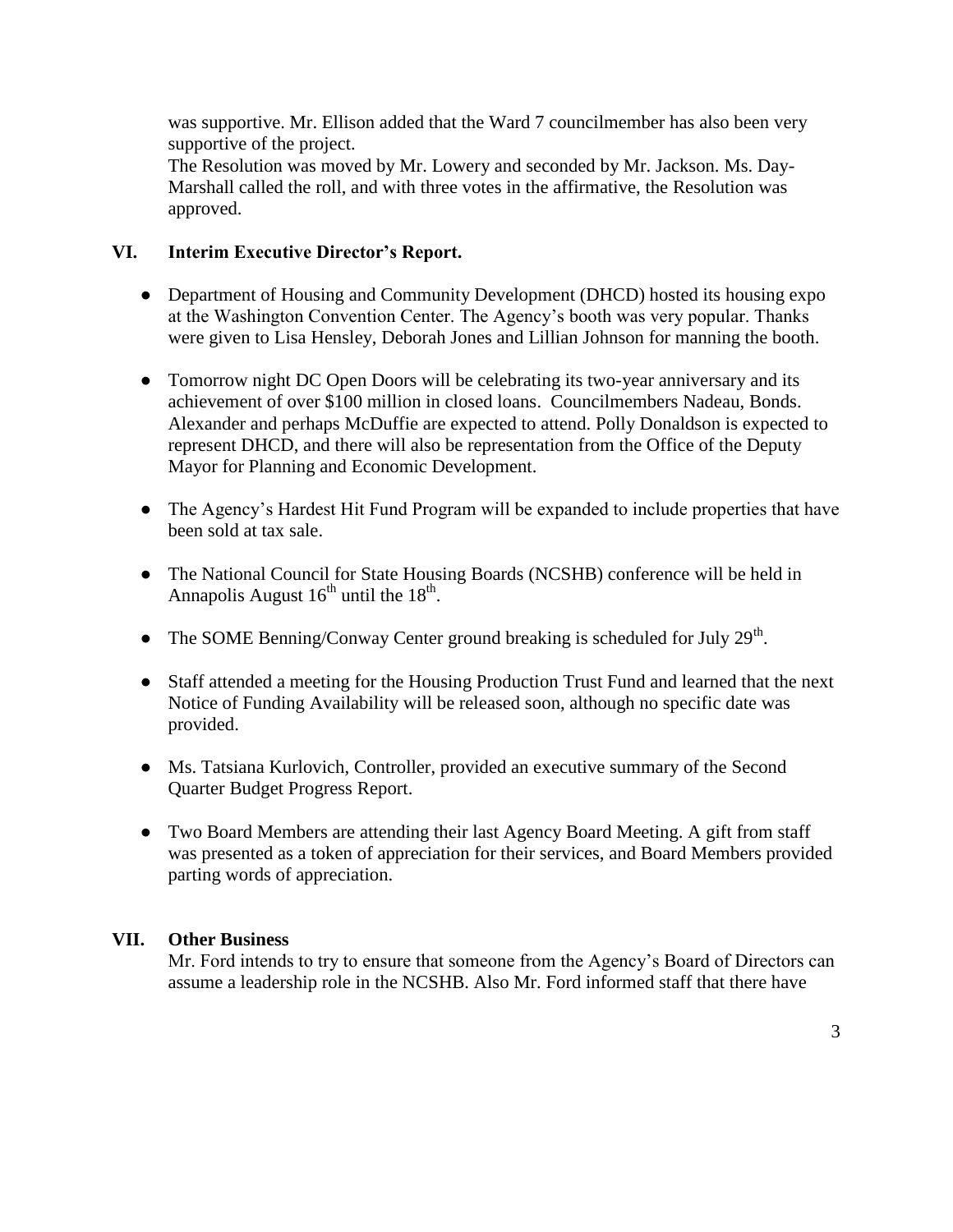was supportive. Mr. Ellison added that the Ward 7 councilmember has also been very supportive of the project.

The Resolution was moved by Mr. Lowery and seconded by Mr. Jackson. Ms. Day-Marshall called the roll, and with three votes in the affirmative, the Resolution was approved.

## VI. Interim Executive Director's Report.

- Department of Housing and Community Development (DHCD) hosted its housing expo at the Washington Convention Center. The Agency's booth was very popular. Thanks were given to Lisa Hensley, Deborah Jones and Lillian Johnson for manning the booth.
- Tomorrow night DC Open Doors will be celebrating its two-year anniversary and its achievement of over $100 million in closed loans. Councilmembers Nadeau, Bonds. Alexander and perhaps McDuffie are expected to attend. Polly Donaldson is expected to represent DHCD, and there will also be representation from the Office of the Deputy Mayor for Planning and Economic Development.
- The Agency's Hardest Hit Fund Program will be expanded to include properties that have been sold at tax sale.
- The National Council for State Housing Boards (NCSHB) conference will be held in Annapolis August 16th until the 18th.
- The SOME Benning/Conway Center ground breaking is scheduled for July 29th.
- Staff attended a meeting for the Housing Production Trust Fund and learned that the next Notice of Funding Availability will be released soon, although no specific date was provided.
- Ms. Tatsiana Kurlovich, Controller, provided an executive summary of the Second Quarter Budget Progress Report.
- Two Board Members are attending their last Agency Board Meeting. A gift from staff was presented as a token of appreciation for their services, and Board Members provided parting words of appreciation.

## VII. Other Business

Mr. Ford intends to try to ensure that someone from the Agency's Board of Directors can assume a leadership role in the NCSHB. Also Mr. Ford informed staff that there have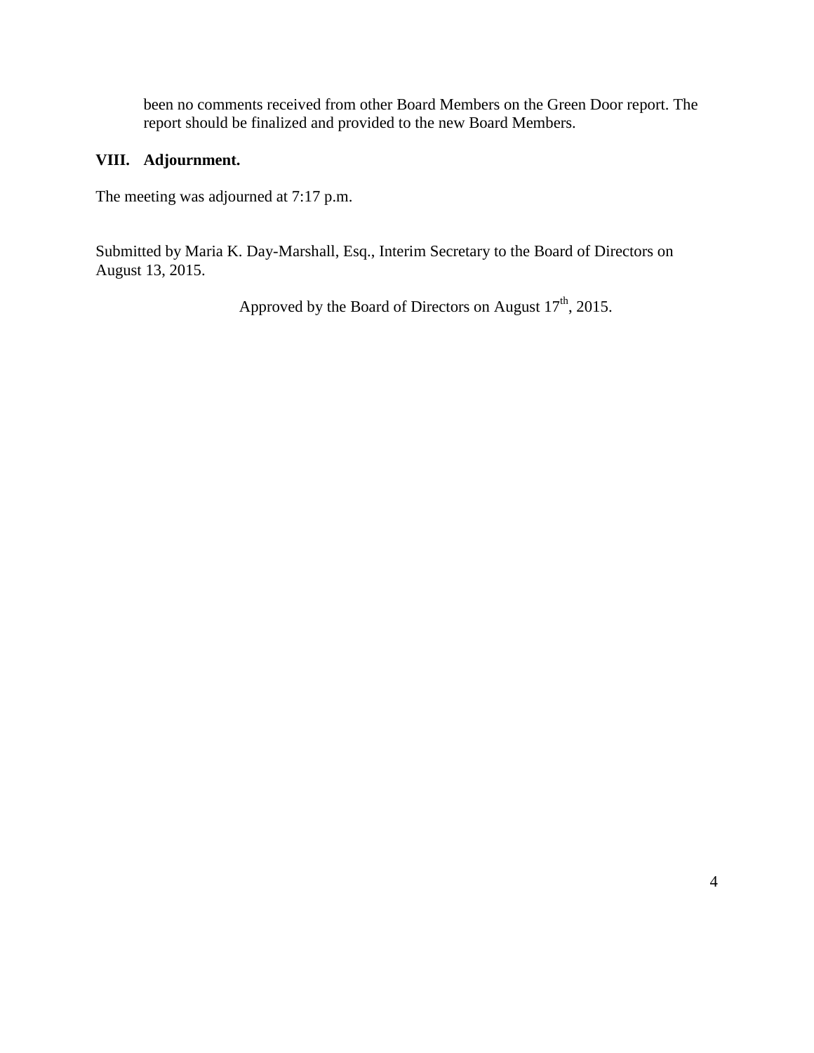been no comments received from other Board Members on the Green Door report. The report should be finalized and provided to the new Board Members.

**VIII. Adjournment.**

The meeting was adjourned at 7:17 p.m.

Submitted by Maria K. Day-Marshall, Esq., Interim Secretary to the Board of Directors on August 13, 2015.

Approved by the Board of Directors on August 17th, 2015.